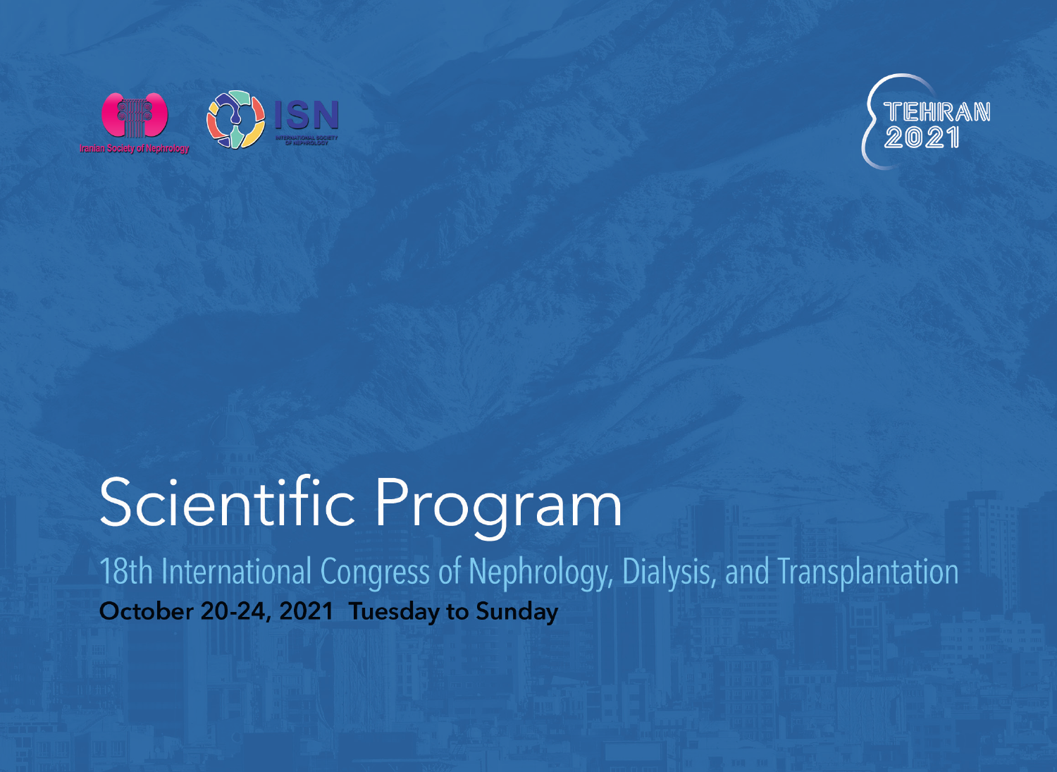Iranian Society of Nephrology

ISN
INTERNATIONAL SOCIETY OF NEPHROLOGY

TEHRAN 2021

# Scientific Program

## 18th International Congress of Nephrology, Dialysis, and Transplantation

**October 20-24, 2021 Tuesday to Sunday**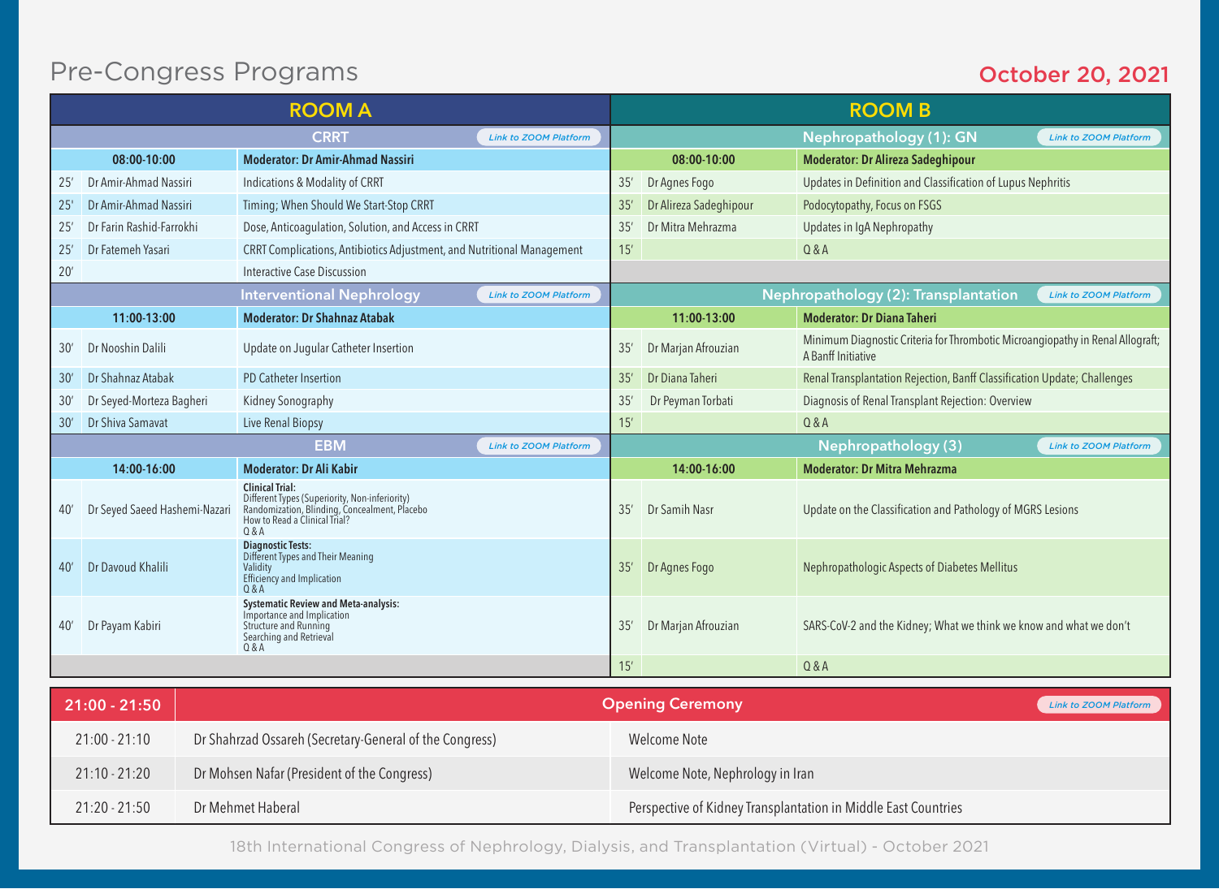# Pre-Congress Programs

**October 20, 2021**

## ROOM A

### CRRT

Link to ZOOM Platform

| 08:00-10:00 | | Moderator: Dr Amir-Ahmad Nassiri |
|---|---|---|
| 25′ | Dr Amir-Ahmad Nassiri | Indications & Modality of CRRT |
| 25′ | Dr Amir-Ahmad Nassiri | Timing; When Should We Start-Stop CRRT |
| 25′ | Dr Farin Rashid-Farrokhi | Dose, Anticoagulation, Solution, and Access in CRRT |
| 25′ | Dr Fatemeh Yasari | CRRT Complications, Antibiotics Adjustment, and Nutritional Management |
| 20′ | | Interactive Case Discussion |

### Interventional Nephrology

Link to ZOOM Platform

| 11:00-13:00 | | Moderator: Dr Shahnaz Atabak |
|---|---|---|
| 30′ | Dr Nooshin Dalili | Update on Jugular Catheter Insertion |
| 30′ | Dr Shahnaz Atabak | PD Catheter Insertion |
| 30′ | Dr Seyed-Morteza Bagheri | Kidney Sonography |
| 30′ | Dr Shiva Samavat | Live Renal Biopsy |

### EBM

Link to ZOOM Platform

| 14:00-16:00 | | Moderator: Dr Ali Kabir |
|---|---|---|
| 40′ | Dr Seyed Saeed Hashemi-Nazari | **Clinical Trial:** Different Types (Superiority, Non-inferiority); Randomization, Blinding, Concealment, Placebo; How to Read a Clinical Trial?; Q & A |
| 40′ | Dr Davoud Khalili | **Diagnostic Tests:** Different Types and Their Meaning; Validity; Efficiency and Implication; Q & A |
| 40′ | Dr Payam Kabiri | **Systematic Review and Meta-analysis:** Importance and Implication; Structure and Running; Searching and Retrieval; Q & A |

## ROOM B

### Nephropathology (1): GN

Link to ZOOM Platform

| 08:00-10:00 | | Moderator: Dr Alireza Sadeghipour |
|---|---|---|
| 35′ | Dr Agnes Fogo | Updates in Definition and Classification of Lupus Nephritis |
| 35′ | Dr Alireza Sadeghipour | Podocytopathy, Focus on FSGS |
| 35′ | Dr Mitra Mehrazma | Updates in IgA Nephropathy |
| 15′ | | Q & A |

### Nephropathology (2): Transplantation

Link to ZOOM Platform

| 11:00-13:00 | | Moderator: Dr Diana Taheri |
|---|---|---|
| 35′ | Dr Marjan Afrouzian | Minimum Diagnostic Criteria for Thrombotic Microangiopathy in Renal Allograft; A Banff Initiative |
| 35′ | Dr Diana Taheri | Renal Transplantation Rejection, Banff Classification Update; Challenges |
| 35′ | Dr Peyman Torbati | Diagnosis of Renal Transplant Rejection: Overview |
| 15′ | | Q & A |

### Nephropathology (3)

Link to ZOOM Platform

| 14:00-16:00 | | Moderator: Dr Mitra Mehrazma |
|---|---|---|
| 35′ | Dr Samih Nasr | Update on the Classification and Pathology of MGRS Lesions |
| 35′ | Dr Agnes Fogo | Nephropathologic Aspects of Diabetes Mellitus |
| 35′ | Dr Marjan Afrouzian | SARS-CoV-2 and the Kidney; What we think we know and what we don't |
| 15′ | | Q & A |

## Opening Ceremony (21:00 - 21:50)

Link to ZOOM Platform

| Time | Speaker | Topic |
|---|---|---|
| 21:00 - 21:10 | Dr Shahrzad Ossareh (Secretary-General of the Congress) | Welcome Note |
| 21:10 - 21:20 | Dr Mohsen Nafar (President of the Congress) | Welcome Note, Nephrology in Iran |
| 21:20 - 21:50 | Dr Mehmet Haberal | Perspective of Kidney Transplantation in Middle East Countries |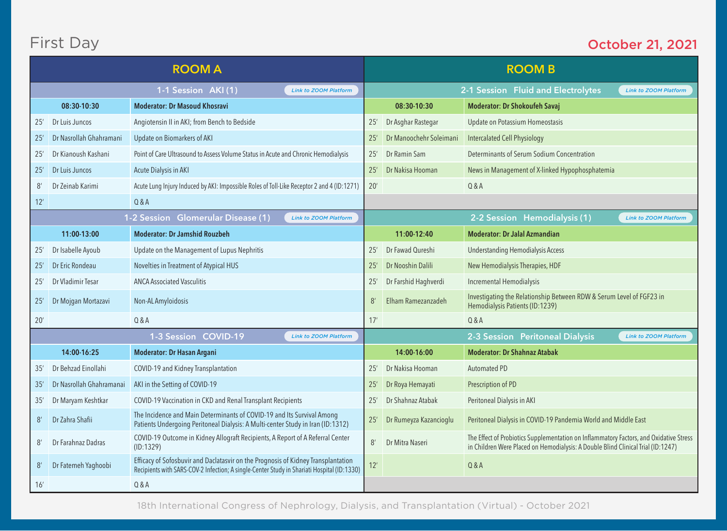# First Day

**October 21, 2021**

## ROOM A

### 1-1 Session AKI (1)

Link to ZOOM Platform

| | 08:30-10:30 | Moderator: Dr Masoud Khosravi |
|---|---|---|
| 25′ | Dr Luis Juncos | Angiotensin II in AKI; from Bench to Bedside |
| 25′ | Dr Nasrollah Ghahramani | Update on Biomarkers of AKI |
| 25′ | Dr Kianoush Kashani | Point of Care Ultrasound to Assess Volume Status in Acute and Chronic Hemodialysis |
| 25′ | Dr Luis Juncos | Acute Dialysis in AKI |
| 8′ | Dr Zeinab Karimi | Acute Lung Injury Induced by AKI: Impossible Roles of Toll-Like Receptor 2 and 4 (ID:1271) |
| 12′ | | Q & A |

### 1-2 Session Glomerular Disease (1)

Link to ZOOM Platform

| | 11:00-13:00 | Moderator: Dr Jamshid Rouzbeh |
|---|---|---|
| 25′ | Dr Isabelle Ayoub | Update on the Management of Lupus Nephritis |
| 25′ | Dr Eric Rondeau | Novelties in Treatment of Atypical HUS |
| 25′ | Dr Vladimir Tesar | ANCA Associated Vasculitis |
| 25′ | Dr Mojgan Mortazavi | Non-AL Amyloidosis |
| 20′ | | Q & A |

### 1-3 Session COVID-19

Link to ZOOM Platform

| | 14:00-16:25 | Moderator: Dr Hasan Argani |
|---|---|---|
| 35′ | Dr Behzad Einollahi | COVID-19 and Kidney Transplantation |
| 35′ | Dr Nasrollah Ghahramanai | AKI in the Setting of COVID-19 |
| 35′ | Dr Maryam Keshtkar | COVID-19 Vaccination in CKD and Renal Transplant Recipients |
| 8′ | Dr Zahra Shafii | The Incidence and Main Determinants of COVID-19 and Its Survival Among Patients Undergoing Peritoneal Dialysis: A Multi-center Study in Iran (ID:1312) |
| 8′ | Dr Farahnaz Dadras | COVID-19 Outcome in Kidney Allograft Recipients, A Report of A Referral Center (ID:1329) |
| 8′ | Dr Fatemeh Yaghoobi | Efficacy of Sofosbuvir and Daclatasvir on the Prognosis of Kidney Transplantation Recipients with SARS-COV-2 Infection; A single-Center Study in Shariati Hospital (ID:1330) |
| 16′ | | Q & A |

## ROOM B

### 2-1 Session Fluid and Electrolytes

Link to ZOOM Platform

| | 08:30-10:30 | Moderator: Dr Shokoufeh Savaj |
|---|---|---|
| 25′ | Dr Asghar Rastegar | Update on Potassium Homeostasis |
| 25′ | Dr Manoochehr Soleimani | Intercalated Cell Physiology |
| 25′ | Dr Ramin Sam | Determinants of Serum Sodium Concentration |
| 25′ | Dr Nakisa Hooman | News in Management of X-linked Hypophosphatemia |
| 20′ | | Q & A |

### 2-2 Session Hemodialysis (1)

Link to ZOOM Platform

| | 11:00-12:40 | Moderator: Dr Jalal Azmandian |
|---|---|---|
| 25′ | Dr Fawad Qureshi | Understanding Hemodialysis Access |
| 25′ | Dr Nooshin Dalili | New Hemodialysis Therapies, HDF |
| 25′ | Dr Farshid Haghverdi | Incremental Hemodialysis |
| 8′ | Elham Ramezanzadeh | Investigating the Relationship Between RDW & Serum Level of FGF23 in Hemodialysis Patients (ID:1239) |
| 17′ | | Q & A |

### 2-3 Session Peritoneal Dialysis

Link to ZOOM Platform

| | 14:00-16:00 | Moderator: Dr Shahnaz Atabak |
|---|---|---|
| 25′ | Dr Nakisa Hooman | Automated PD |
| 25′ | Dr Roya Hemayati | Prescription of PD |
| 25′ | Dr Shahnaz Atabak | Peritoneal Dialysis in AKI |
| 25′ | Dr Rumeyza Kazancioglu | Peritoneal Dialysis in COVID-19 Pandemia World and Middle East |
| 8′ | Dr Mitra Naseri | The Effect of Probiotics Supplementation on Inflammatory Factors, and Oxidative Stress in Children Were Placed on Hemodialysis: A Double Blind Clinical Trial (ID:1247) |
| 12′ | | Q & A |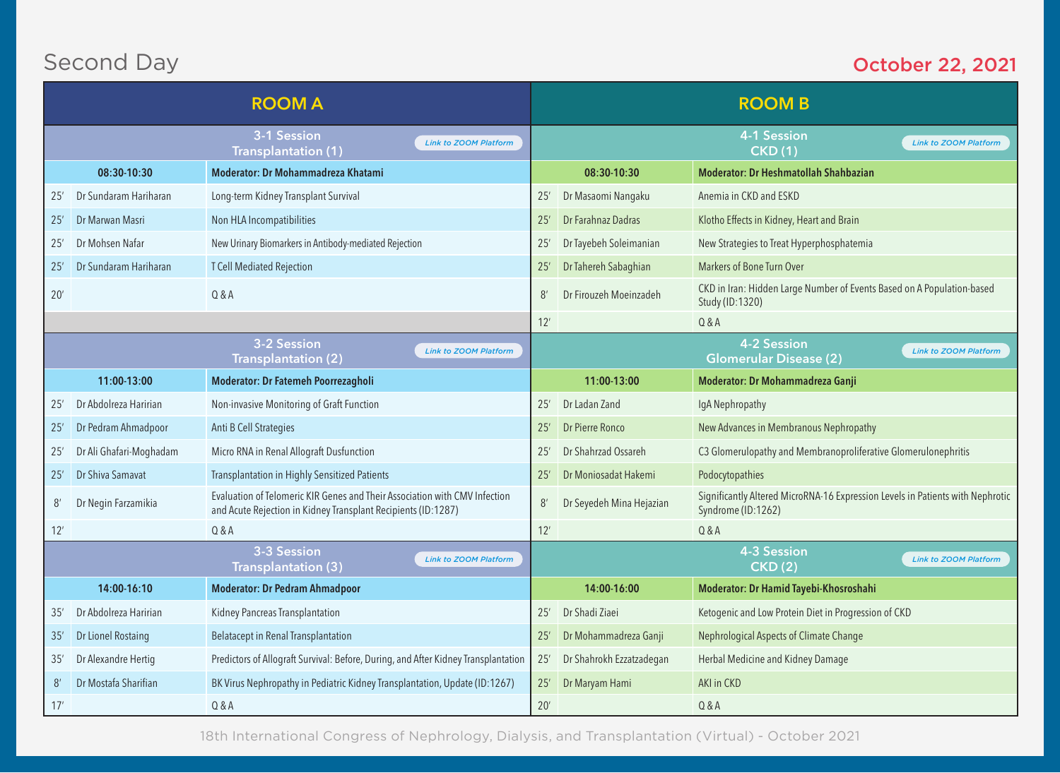## Second Day

**October 22, 2021**

### ROOM A

#### 3-1 Session Transplantation (1)

Link to ZOOM Platform

| 08:30-10:30 | | Moderator: Dr Mohammadreza Khatami |
|---|---|---|
| 25′ | Dr Sundaram Hariharan | Long-term Kidney Transplant Survival |
| 25′ | Dr Marwan Masri | Non HLA Incompatibilities |
| 25′ | Dr Mohsen Nafar | New Urinary Biomarkers in Antibody-mediated Rejection |
| 25′ | Dr Sundaram Hariharan | T Cell Mediated Rejection |
| 20′ | | Q & A |

#### 3-2 Session Transplantation (2)

Link to ZOOM Platform

| 11:00-13:00 | | Moderator: Dr Fatemeh Poorrezagholi |
|---|---|---|
| 25′ | Dr Abdolreza Haririan | Non-invasive Monitoring of Graft Function |
| 25′ | Dr Pedram Ahmadpoor | Anti B Cell Strategies |
| 25′ | Dr Ali Ghafari-Moghadam | Micro RNA in Renal Allograft Dusfunction |
| 25′ | Dr Shiva Samavat | Transplantation in Highly Sensitized Patients |
| 8′ | Dr Negin Farzamikia | Evaluation of Telomeric KIR Genes and Their Association with CMV Infection and Acute Rejection in Kidney Transplant Recipients (ID:1287) |
| 12′ | | Q & A |

#### 3-3 Session Transplantation (3)

Link to ZOOM Platform

| 14:00-16:10 | | Moderator: Dr Pedram Ahmadpoor |
|---|---|---|
| 35′ | Dr Abdolreza Haririan | Kidney Pancreas Transplantation |
| 35′ | Dr Lionel Rostaing | Belatacept in Renal Transplantation |
| 35′ | Dr Alexandre Hertig | Predictors of Allograft Survival: Before, During, and After Kidney Transplantation |
| 8′ | Dr Mostafa Sharifian | BK Virus Nephropathy in Pediatric Kidney Transplantation, Update (ID:1267) |
| 17′ | | Q & A |

### ROOM B

#### 4-1 Session CKD (1)

Link to ZOOM Platform

| 08:30-10:30 | | Moderator: Dr Heshmatollah Shahbazian |
|---|---|---|
| 25′ | Dr Masaomi Nangaku | Anemia in CKD and ESKD |
| 25′ | Dr Farahnaz Dadras | Klotho Effects in Kidney, Heart and Brain |
| 25′ | Dr Tayebeh Soleimanian | New Strategies to Treat Hyperphosphatemia |
| 25′ | Dr Tahereh Sabaghian | Markers of Bone Turn Over |
| 8′ | Dr Firouzeh Moeinzadeh | CKD in Iran: Hidden Large Number of Events Based on A Population-based Study (ID:1320) |
| 12′ | | Q & A |

#### 4-2 Session Glomerular Disease (2)

Link to ZOOM Platform

| 11:00-13:00 | | Moderator: Dr Mohammadreza Ganji |
|---|---|---|
| 25′ | Dr Ladan Zand | IgA Nephropathy |
| 25′ | Dr Pierre Ronco | New Advances in Membranous Nephropathy |
| 25′ | Dr Shahrzad Ossareh | C3 Glomerulopathy and Membranoproliferative Glomerulonephritis |
| 25′ | Dr Moniosadat Hakemi | Podocytopathies |
| 8′ | Dr Seyedeh Mina Hejazian | Significantly Altered MicroRNA-16 Expression Levels in Patients with Nephrotic Syndrome (ID:1262) |
| 12′ | | Q & A |

#### 4-3 Session CKD (2)

Link to ZOOM Platform

| 14:00-16:00 | | Moderator: Dr Hamid Tayebi-Khosroshahi |
|---|---|---|
| 25′ | Dr Shadi Ziaei | Ketogenic and Low Protein Diet in Progression of CKD |
| 25′ | Dr Mohammadreza Ganji | Nephrological Aspects of Climate Change |
| 25′ | Dr Shahrokh Ezzatzadegan | Herbal Medicine and Kidney Damage |
| 25′ | Dr Maryam Hami | AKI in CKD |
| 20′ | | Q & A |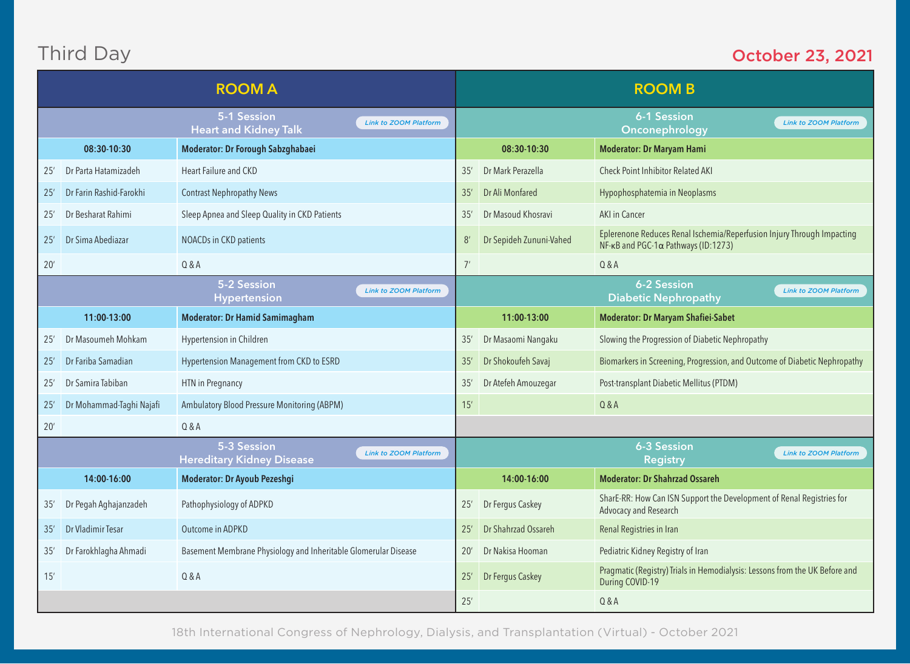# Third Day

**October 23, 2021**

## ROOM A

### 5-1 Session Heart and Kidney Talk

Link to ZOOM Platform

| | 08:30-10:30 | Moderator: Dr Forough Sabzghabaei |
|---|---|---|
| 25′ | Dr Parta Hatamizadeh | Heart Failure and CKD |
| 25′ | Dr Farin Rashid-Farokhi | Contrast Nephropathy News |
| 25′ | Dr Besharat Rahimi | Sleep Apnea and Sleep Quality in CKD Patients |
| 25′ | Dr Sima Abediazar | NOACDs in CKD patients |
| 20′ | | Q & A |

### 5-2 Session Hypertension

Link to ZOOM Platform

| | 11:00-13:00 | Moderator: Dr Hamid Samimagham |
|---|---|---|
| 25′ | Dr Masoumeh Mohkam | Hypertension in Children |
| 25′ | Dr Fariba Samadian | Hypertension Management from CKD to ESRD |
| 25′ | Dr Samira Tabiban | HTN in Pregnancy |
| 25′ | Dr Mohammad-Taghi Najafi | Ambulatory Blood Pressure Monitoring (ABPM) |
| 20′ | | Q & A |

### 5-3 Session Hereditary Kidney Disease

Link to ZOOM Platform

| | 14:00-16:00 | Moderator: Dr Ayoub Pezeshgi |
|---|---|---|
| 35′ | Dr Pegah Aghajanzadeh | Pathophysiology of ADPKD |
| 35′ | Dr Vladimir Tesar | Outcome in ADPKD |
| 35′ | Dr Farokhlagha Ahmadi | Basement Membrane Physiology and Inheritable Glomerular Disease |
| 15′ | | Q & A |

## ROOM B

### 6-1 Session Onconephrology

Link to ZOOM Platform

| | 08:30-10:30 | Moderator: Dr Maryam Hami |
|---|---|---|
| 35′ | Dr Mark Perazella | Check Point Inhibitor Related AKI |
| 35′ | Dr Ali Monfared | Hypophosphatemia in Neoplasms |
| 35′ | Dr Masoud Khosravi | AKI in Cancer |
| 8′ | Dr Sepideh Zununi-Vahed | Eplerenone Reduces Renal Ischemia/Reperfusion Injury Through Impacting NF-κB and PGC-1α Pathways (ID:1273) |
| 7′ | | Q & A |

### 6-2 Session Diabetic Nephropathy

Link to ZOOM Platform

| | 11:00-13:00 | Moderator: Dr Maryam Shafiei-Sabet |
|---|---|---|
| 35′ | Dr Masaomi Nangaku | Slowing the Progression of Diabetic Nephropathy |
| 35′ | Dr Shokoufeh Savaj | Biomarkers in Screening, Progression, and Outcome of Diabetic Nephropathy |
| 35′ | Dr Atefeh Amouzegar | Post-transplant Diabetic Mellitus (PTDM) |
| 15′ | | Q & A |

### 6-3 Session Registry

Link to ZOOM Platform

| | 14:00-16:00 | Moderator: Dr Shahrzad Ossareh |
|---|---|---|
| 25′ | Dr Fergus Caskey | SharE-RR: How Can ISN Support the Development of Renal Registries for Advocacy and Research |
| 25′ | Dr Shahrzad Ossareh | Renal Registries in Iran |
| 20′ | Dr Nakisa Hooman | Pediatric Kidney Registry of Iran |
| 25′ | Dr Fergus Caskey | Pragmatic (Registry) Trials in Hemodialysis: Lessons from the UK Before and During COVID-19 |
| 25′ | | Q & A |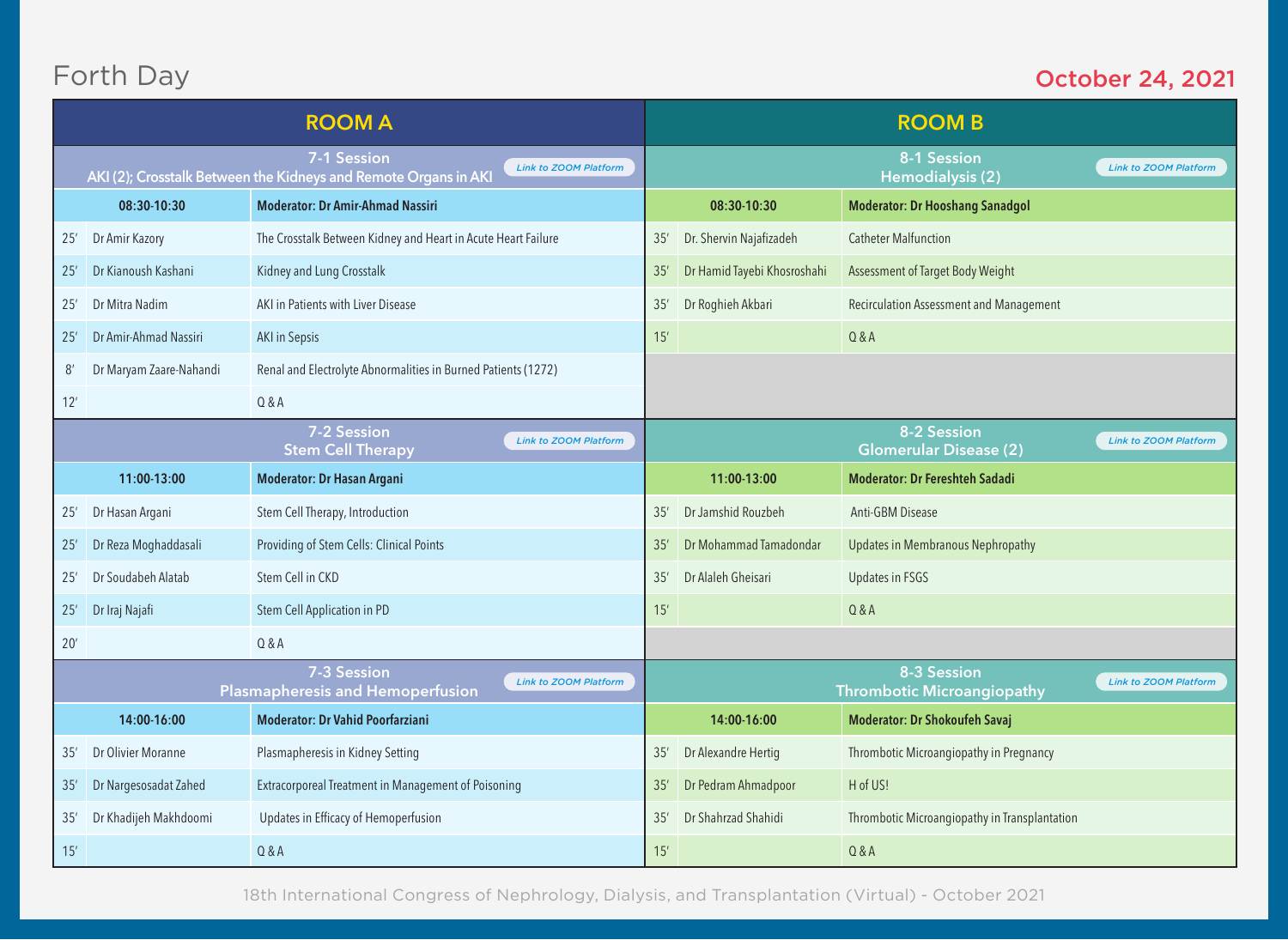# Forth Day

**October 24, 2021**

## ROOM A

### 7-1 Session
**AKI (2); Crosstalk Between the Kidneys and Remote Organs in AKI**

Link to ZOOM Platform

| | 08:30-10:30 | Moderator: Dr Amir-Ahmad Nassiri |
|---|---|---|
| 25′ | Dr Amir Kazory | The Crosstalk Between Kidney and Heart in Acute Heart Failure |
| 25′ | Dr Kianoush Kashani | Kidney and Lung Crosstalk |
| 25′ | Dr Mitra Nadim | AKI in Patients with Liver Disease |
| 25′ | Dr Amir-Ahmad Nassiri | AKI in Sepsis |
| 8′ | Dr Maryam Zaare-Nahandi | Renal and Electrolyte Abnormalities in Burned Patients (1272) |
| 12′ | | Q & A |

### 7-2 Session
**Stem Cell Therapy**

Link to ZOOM Platform

| | 11:00-13:00 | Moderator: Dr Hasan Argani |
|---|---|---|
| 25′ | Dr Hasan Argani | Stem Cell Therapy, Introduction |
| 25′ | Dr Reza Moghaddasali | Providing of Stem Cells: Clinical Points |
| 25′ | Dr Soudabeh Alatab | Stem Cell in CKD |
| 25′ | Dr Iraj Najafi | Stem Cell Application in PD |
| 20′ | | Q & A |

### 7-3 Session
**Plasmapheresis and Hemoperfusion**

Link to ZOOM Platform

| | 14:00-16:00 | Moderator: Dr Vahid Poorfarziani |
|---|---|---|
| 35′ | Dr Olivier Moranne | Plasmapheresis in Kidney Setting |
| 35′ | Dr Nargesosadat Zahed | Extracorporeal Treatment in Management of Poisoning |
| 35′ | Dr Khadijeh Makhdoomi | Updates in Efficacy of Hemoperfusion |
| 15′ | | Q & A |

## ROOM B

### 8-1 Session
**Hemodialysis (2)**

Link to ZOOM Platform

| | 08:30-10:30 | Moderator: Dr Hooshang Sanadgol |
|---|---|---|
| 35′ | Dr. Shervin Najafizadeh | Catheter Malfunction |
| 35′ | Dr Hamid Tayebi Khosroshahi | Assessment of Target Body Weight |
| 35′ | Dr Roghieh Akbari | Recirculation Assessment and Management |
| 15′ | | Q & A |

### 8-2 Session
**Glomerular Disease (2)**

Link to ZOOM Platform

| | 11:00-13:00 | Moderator: Dr Fereshteh Sadadi |
|---|---|---|
| 35′ | Dr Jamshid Rouzbeh | Anti-GBM Disease |
| 35′ | Dr Mohammad Tamadondar | Updates in Membranous Nephropathy |
| 35′ | Dr Alaleh Gheisari | Updates in FSGS |
| 15′ | | Q & A |

### 8-3 Session
**Thrombotic Microangiopathy**

Link to ZOOM Platform

| | 14:00-16:00 | Moderator: Dr Shokoufeh Savaj |
|---|---|---|
| 35′ | Dr Alexandre Hertig | Thrombotic Microangiopathy in Pregnancy |
| 35′ | Dr Pedram Ahmadpoor | H of US! |
| 35′ | Dr Shahrzad Shahidi | Thrombotic Microangiopathy in Transplantation |
| 15′ | | Q & A |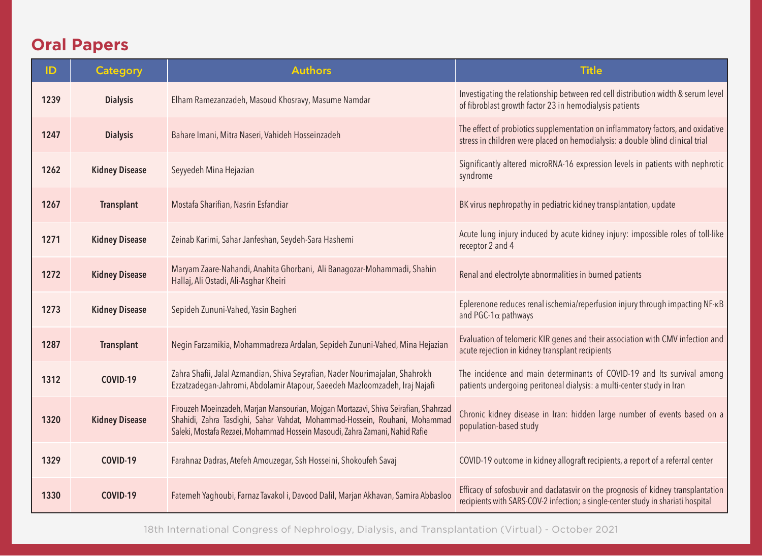## Oral Papers

| ID | Category | Authors | Title |
|---|---|---|---|
| 1239 | Dialysis | Elham Ramezanzadeh, Masoud Khosravy, Masume Namdar | Investigating the relationship between red cell distribution width & serum level of fibroblast growth factor 23 in hemodialysis patients |
| 1247 | Dialysis | Bahare Imani, Mitra Naseri, Vahideh Hosseinzadeh | The effect of probiotics supplementation on inflammatory factors, and oxidative stress in children were placed on hemodialysis: a double blind clinical trial |
| 1262 | Kidney Disease | Seyyedeh Mina Hejazian | Significantly altered microRNA-16 expression levels in patients with nephrotic syndrome |
| 1267 | Transplant | Mostafa Sharifian, Nasrin Esfandiar | BK virus nephropathy in pediatric kidney transplantation, update |
| 1271 | Kidney Disease | Zeinab Karimi, Sahar Janfeshan, Seydeh-Sara Hashemi | Acute lung injury induced by acute kidney injury: impossible roles of toll-like receptor 2 and 4 |
| 1272 | Kidney Disease | Maryam Zaare-Nahandi, Anahita Ghorbani, Ali Banagozar-Mohammadi, Shahin Hallaj, Ali Ostadi, Ali-Asghar Kheiri | Renal and electrolyte abnormalities in burned patients |
| 1273 | Kidney Disease | Sepideh Zununi-Vahed, Yasin Bagheri | Eplerenone reduces renal ischemia/reperfusion injury through impacting NF-κB and PGC-1α pathways |
| 1287 | Transplant | Negin Farzamikia, Mohammadreza Ardalan, Sepideh Zununi-Vahed, Mina Hejazian | Evaluation of telomeric KIR genes and their association with CMV infection and acute rejection in kidney transplant recipients |
| 1312 | COVID-19 | Zahra Shafii, Jalal Azmandian, Shiva Seyrafian, Nader Nourimajalan, Shahrokh Ezzatzadegan-Jahromi, Abdolamir Atapour, Saeedeh Mazloomzadeh, Iraj Najafi | The incidence and main determinants of COVID-19 and Its survival among patients undergoing peritoneal dialysis: a multi-center study in Iran |
| 1320 | Kidney Disease | Firouzeh Moeinzadeh, Marjan Mansourian, Mojgan Mortazavi, Shiva Seirafian, Shahrzad Shahidi, Zahra Tasdighi, Sahar Vahdat, Mohammad-Hossein, Rouhani, Mohammad Saleki, Mostafa Rezaei, Mohammad Hossein Masoudi, Zahra Zamani, Nahid Rafie | Chronic kidney disease in Iran: hidden large number of events based on a population-based study |
| 1329 | COVID-19 | Farahnaz Dadras, Atefeh Amouzegar, Ssh Hosseini, Shokoufeh Savaj | COVID-19 outcome in kidney allograft recipients, a report of a referral center |
| 1330 | COVID-19 | Fatemeh Yaghoubi, Farnaz Tavakol i, Davood Dalil, Marjan Akhavan, Samira Abbasloo | Efficacy of sofosbuvir and daclatasvir on the prognosis of kidney transplantation recipients with SARS-COV-2 infection; a single-center study in shariati hospital |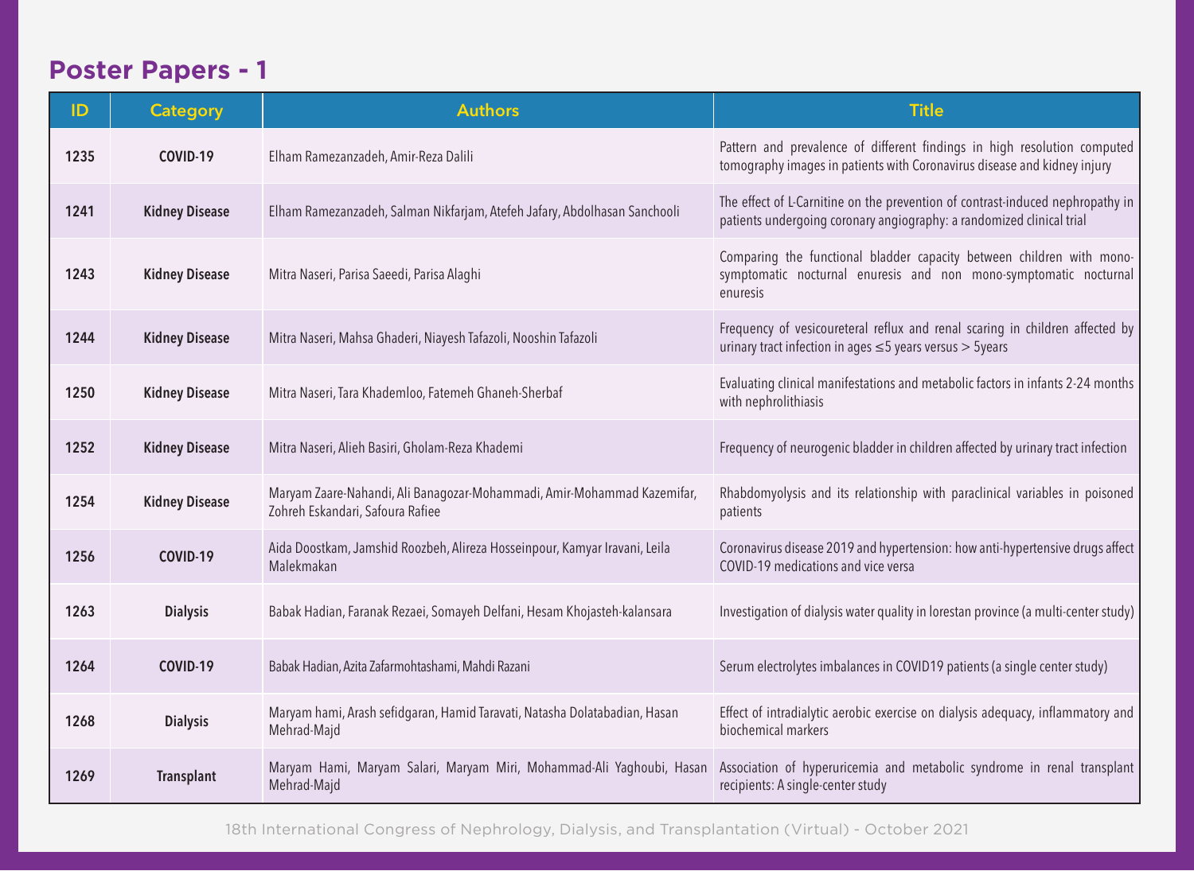## Poster Papers - 1

| ID | Category | Authors | Title |
|---|---|---|---|
| 1235 | COVID-19 | Elham Ramezanzadeh, Amir-Reza Dalili | Pattern and prevalence of different findings in high resolution computed tomography images in patients with Coronavirus disease and kidney injury |
| 1241 | Kidney Disease | Elham Ramezanzadeh, Salman Nikfarjam, Atefeh Jafary, Abdolhasan Sanchooli | The effect of L-Carnitine on the prevention of contrast-induced nephropathy in patients undergoing coronary angiography: a randomized clinical trial |
| 1243 | Kidney Disease | Mitra Naseri, Parisa Saeedi, Parisa Alaghi | Comparing the functional bladder capacity between children with mono-symptomatic nocturnal enuresis and non mono-symptomatic nocturnal enuresis |
| 1244 | Kidney Disease | Mitra Naseri, Mahsa Ghaderi, Niayesh Tafazoli, Nooshin Tafazoli | Frequency of vesicoureteral reflux and renal scaring in children affected by urinary tract infection in ages ≤5 years versus > 5years |
| 1250 | Kidney Disease | Mitra Naseri, Tara Khademloo, Fatemeh Ghaneh-Sherbaf | Evaluating clinical manifestations and metabolic factors in infants 2-24 months with nephrolithiasis |
| 1252 | Kidney Disease | Mitra Naseri, Alieh Basiri, Gholam-Reza Khademi | Frequency of neurogenic bladder in children affected by urinary tract infection |
| 1254 | Kidney Disease | Maryam Zaare-Nahandi, Ali Banagozar-Mohammadi, Amir-Mohammad Kazemifar, Zohreh Eskandari, Safoura Rafiee | Rhabdomyolysis and its relationship with paraclinical variables in poisoned patients |
| 1256 | COVID-19 | Aida Doostkam, Jamshid Roozbeh, Alireza Hosseinpour, Kamyar Iravani, Leila Malekmakan | Coronavirus disease 2019 and hypertension: how anti-hypertensive drugs affect COVID-19 medications and vice versa |
| 1263 | Dialysis | Babak Hadian, Faranak Rezaei, Somayeh Delfani, Hesam Khojasteh-kalansara | Investigation of dialysis water quality in lorestan province (a multi-center study) |
| 1264 | COVID-19 | Babak Hadian, Azita Zafarmohtashami, Mahdi Razani | Serum electrolytes imbalances in COVID19 patients (a single center study) |
| 1268 | Dialysis | Maryam hami, Arash sefidgaran, Hamid Taravati, Natasha Dolatabadian, Hasan Mehrad-Majd | Effect of intradialytic aerobic exercise on dialysis adequacy, inflammatory and biochemical markers |
| 1269 | Transplant | Maryam Hami, Maryam Salari, Maryam Miri, Mohammad-Ali Yaghoubi, Hasan Mehrad-Majd | Association of hyperuricemia and metabolic syndrome in renal transplant recipients: A single-center study |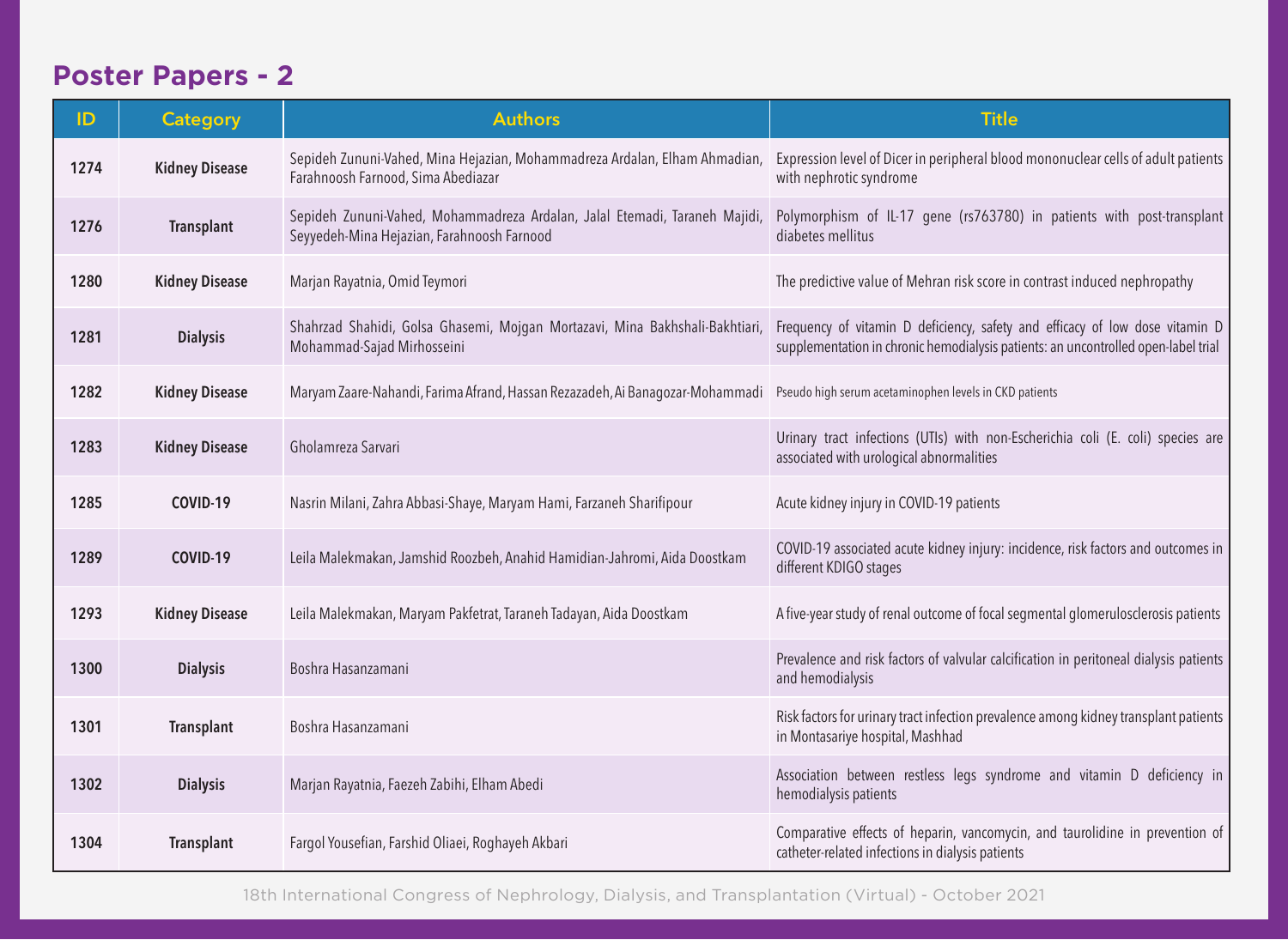## Poster Papers - 2

| ID | Category | Authors | Title |
|---|---|---|---|
| 1274 | Kidney Disease | Sepideh Zununi-Vahed, Mina Hejazian, Mohammadreza Ardalan, Elham Ahmadian, Farahnoosh Farnood, Sima Abediazar | Expression level of Dicer in peripheral blood mononuclear cells of adult patients with nephrotic syndrome |
| 1276 | Transplant | Sepideh Zununi-Vahed, Mohammadreza Ardalan, Jalal Etemadi, Taraneh Majidi, Seyyedeh-Mina Hejazian, Farahnoosh Farnood | Polymorphism of IL-17 gene (rs763780) in patients with post-transplant diabetes mellitus |
| 1280 | Kidney Disease | Marjan Rayatnia, Omid Teymori | The predictive value of Mehran risk score in contrast induced nephropathy |
| 1281 | Dialysis | Shahrzad Shahidi, Golsa Ghasemi, Mojgan Mortazavi, Mina Bakhshali-Bakhtiari, Mohammad-Sajad Mirhosseini | Frequency of vitamin D deficiency, safety and efficacy of low dose vitamin D supplementation in chronic hemodialysis patients: an uncontrolled open-label trial |
| 1282 | Kidney Disease | Maryam Zaare-Nahandi, Farima Afrand, Hassan Rezazadeh, Ai Banagozar-Mohammadi | Pseudo high serum acetaminophen levels in CKD patients |
| 1283 | Kidney Disease | Gholamreza Sarvari | Urinary tract infections (UTIs) with non-Escherichia coli (E. coli) species are associated with urological abnormalities |
| 1285 | COVID-19 | Nasrin Milani, Zahra Abbasi-Shaye, Maryam Hami, Farzaneh Sharifipour | Acute kidney injury in COVID-19 patients |
| 1289 | COVID-19 | Leila Malekmakan, Jamshid Roozbeh, Anahid Hamidian-Jahromi, Aida Doostkam | COVID-19 associated acute kidney injury: incidence, risk factors and outcomes in different KDIGO stages |
| 1293 | Kidney Disease | Leila Malekmakan, Maryam Pakfetrat, Taraneh Tadayan, Aida Doostkam | A five-year study of renal outcome of focal segmental glomerulosclerosis patients |
| 1300 | Dialysis | Boshra Hasanzamani | Prevalence and risk factors of valvular calcification in peritoneal dialysis patients and hemodialysis |
| 1301 | Transplant | Boshra Hasanzamani | Risk factors for urinary tract infection prevalence among kidney transplant patients in Montasariye hospital, Mashhad |
| 1302 | Dialysis | Marjan Rayatnia, Faezeh Zabihi, Elham Abedi | Association between restless legs syndrome and vitamin D deficiency in hemodialysis patients |
| 1304 | Transplant | Fargol Yousefian, Farshid Oliaei, Roghayeh Akbari | Comparative effects of heparin, vancomycin, and taurolidine in prevention of catheter-related infections in dialysis patients |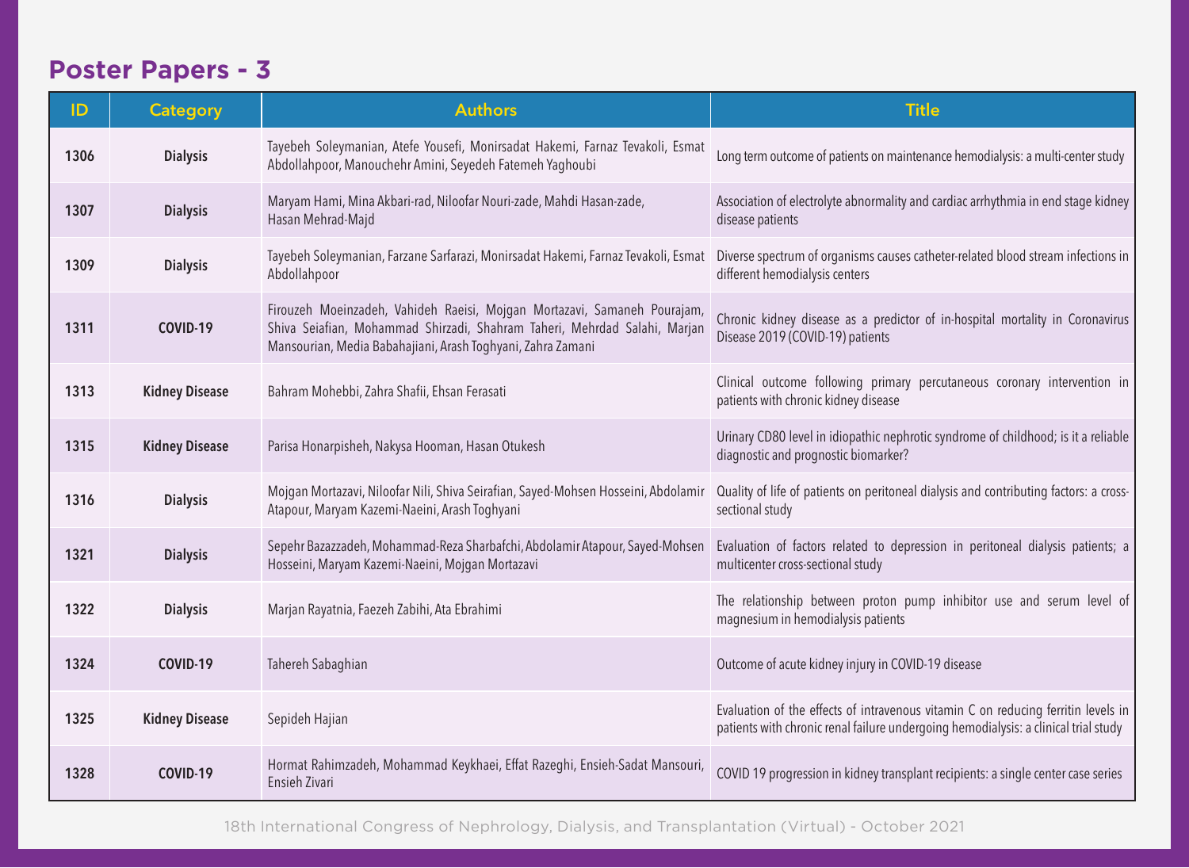## Poster Papers - 3

| ID | Category | Authors | Title |
|---|---|---|---|
| 1306 | Dialysis | Tayebeh Soleymanian, Atefe Yousefi, Monirsadat Hakemi, Farnaz Tevakoli, Esmat Abdollahpoor, Manouchehr Amini, Seyedeh Fatemeh Yaghoubi | Long term outcome of patients on maintenance hemodialysis: a multi-center study |
| 1307 | Dialysis | Maryam Hami, Mina Akbari-rad, Niloofar Nouri-zade, Mahdi Hasan-zade, Hasan Mehrad-Majd | Association of electrolyte abnormality and cardiac arrhythmia in end stage kidney disease patients |
| 1309 | Dialysis | Tayebeh Soleymanian, Farzane Sarfarazi, Monirsadat Hakemi, Farnaz Tevakoli, Esmat Abdollahpoor | Diverse spectrum of organisms causes catheter-related blood stream infections in different hemodialysis centers |
| 1311 | COVID-19 | Firouzeh Moeinzadeh, Vahideh Raeisi, Mojgan Mortazavi, Samaneh Pourajam, Shiva Seiafian, Mohammad Shirzadi, Shahram Taheri, Mehrdad Salahi, Marjan Mansourian, Media Babahajiani, Arash Toghyani, Zahra Zamani | Chronic kidney disease as a predictor of in-hospital mortality in Coronavirus Disease 2019 (COVID-19) patients |
| 1313 | Kidney Disease | Bahram Mohebbi, Zahra Shafii, Ehsan Ferasati | Clinical outcome following primary percutaneous coronary intervention in patients with chronic kidney disease |
| 1315 | Kidney Disease | Parisa Honarpisheh, Nakysa Hooman, Hasan Otukesh | Urinary CD80 level in idiopathic nephrotic syndrome of childhood; is it a reliable diagnostic and prognostic biomarker? |
| 1316 | Dialysis | Mojgan Mortazavi, Niloofar Nili, Shiva Seirafian, Sayed-Mohsen Hosseini, Abdolamir Atapour, Maryam Kazemi-Naeini, Arash Toghyani | Quality of life of patients on peritoneal dialysis and contributing factors: a cross-sectional study |
| 1321 | Dialysis | Sepehr Bazazzadeh, Mohammad-Reza Sharbafchi, Abdolamir Atapour, Sayed-Mohsen Hosseini, Maryam Kazemi-Naeini, Mojgan Mortazavi | Evaluation of factors related to depression in peritoneal dialysis patients; a multicenter cross-sectional study |
| 1322 | Dialysis | Marjan Rayatnia, Faezeh Zabihi, Ata Ebrahimi | The relationship between proton pump inhibitor use and serum level of magnesium in hemodialysis patients |
| 1324 | COVID-19 | Tahereh Sabaghian | Outcome of acute kidney injury in COVID-19 disease |
| 1325 | Kidney Disease | Sepideh Hajian | Evaluation of the effects of intravenous vitamin C on reducing ferritin levels in patients with chronic renal failure undergoing hemodialysis: a clinical trial study |
| 1328 | COVID-19 | Hormat Rahimzadeh, Mohammad Keykhaei, Effat Razeghi, Ensieh-Sadat Mansouri, Ensieh Zivari | COVID 19 progression in kidney transplant recipients: a single center case series |